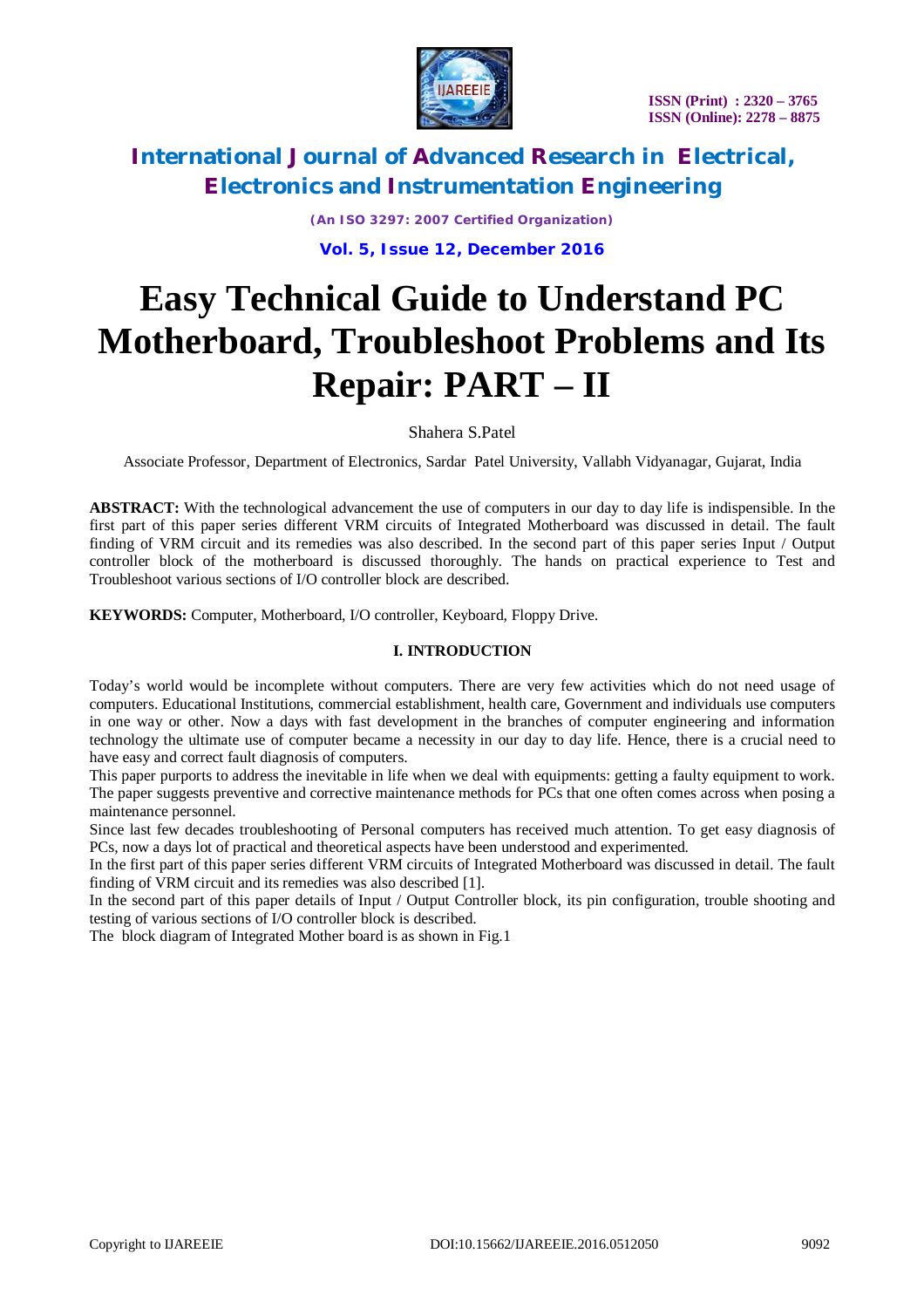# Easy Technical Guide to Understand PC Motherboard, Troubleshoot Problems and Its Repair: PART – II

Shahera S.Patel

Associate Professor, Department of Electronics, Sardar Patel University, Vallabh Vidyanagar, Gujarat, India

**ABSTRACT:** With the technological advancement the use of computers in our day to day life is indispensible. In the first part of this paper series different VRM circuits of Integrated Motherboard was discussed in detail. The fault finding of VRM circuit and its remedies was also described. In the second part of this paper series Input / Output controller block of the motherboard is discussed thoroughly. The hands on practical experience to Test and Troubleshoot various sections of I/O controller block are described.

**KEYWORDS:** Computer, Motherboard, I/O controller, Keyboard, Floppy Drive.

## I. INTRODUCTION

Today's world would be incomplete without computers. There are very few activities which do not need usage of computers. Educational Institutions, commercial establishment, health care, Government and individuals use computers in one way or other. Now a days with fast development in the branches of computer engineering and information technology the ultimate use of computer became a necessity in our day to day life. Hence, there is a crucial need to have easy and correct fault diagnosis of computers.

This paper purports to address the inevitable in life when we deal with equipments: getting a faulty equipment to work. The paper suggests preventive and corrective maintenance methods for PCs that one often comes across when posing a maintenance personnel.

Since last few decades troubleshooting of Personal computers has received much attention. To get easy diagnosis of PCs, now a days lot of practical and theoretical aspects have been understood and experimented.

In the first part of this paper series different VRM circuits of Integrated Motherboard was discussed in detail. The fault finding of VRM circuit and its remedies was also described [1].

In the second part of this paper details of Input / Output Controller block, its pin configuration, trouble shooting and testing of various sections of I/O controller block is described.

The block diagram of Integrated Mother board is as shown in Fig.1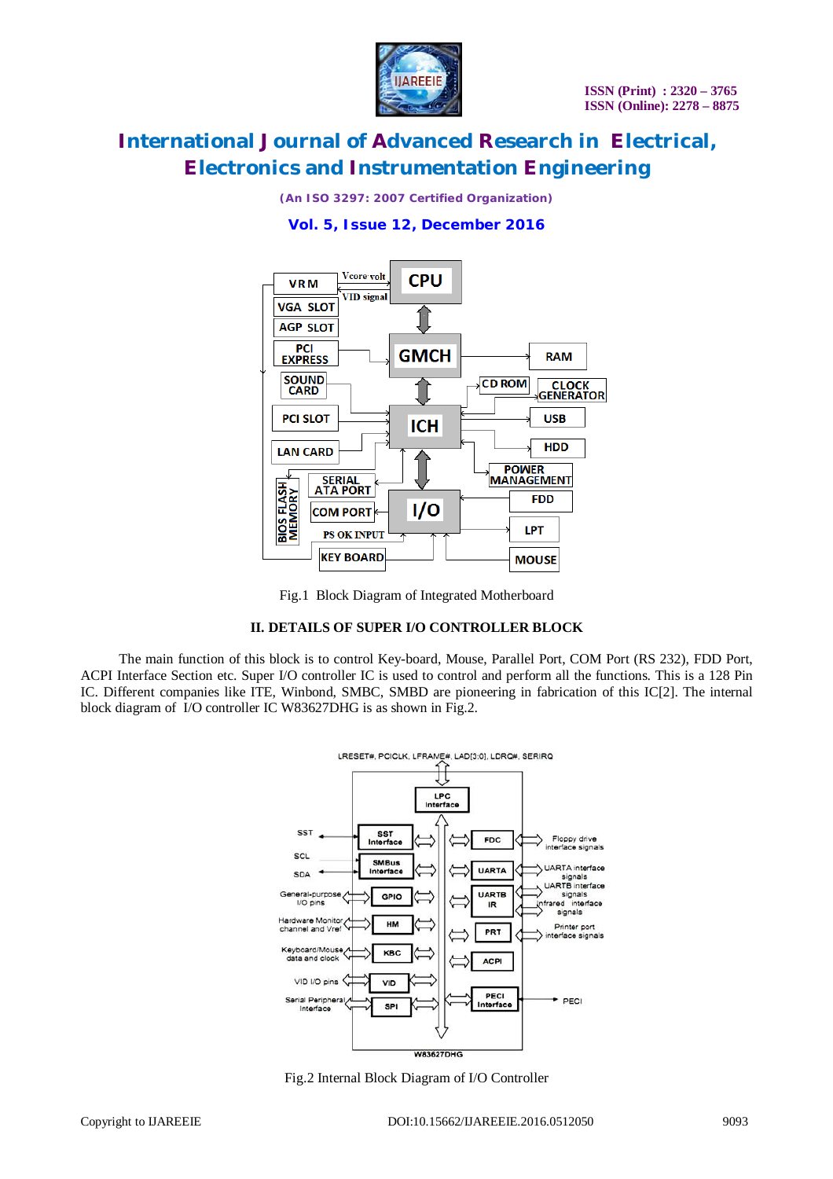Fig.1 Block Diagram of Integrated Motherboard

## II. DETAILS OF SUPER I/O CONTROLLER BLOCK

The main function of this block is to control Key-board, Mouse, Parallel Port, COM Port (RS 232), FDD Port, ACPI Interface Section etc. Super I/O controller IC is used to control and perform all the functions. This is a 128 Pin IC. Different companies like ITE, Winbond, SMBC, SMBD are pioneering in fabrication of this IC[2]. The internal block diagram of I/O controller IC W83627DHG is as shown in Fig.2.

Fig.2 Internal Block Diagram of I/O Controller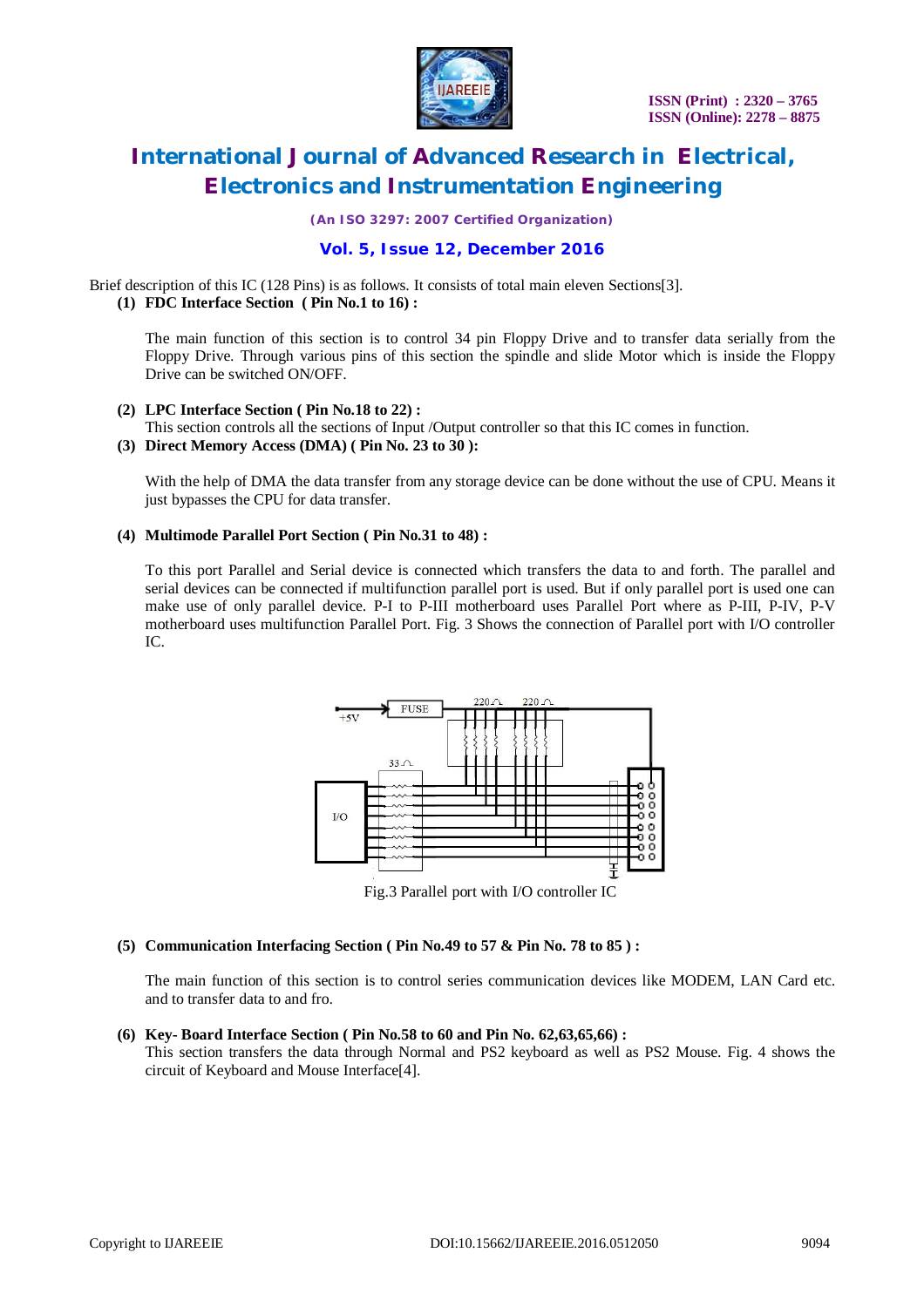Brief description of this IC (128 Pins) is as follows. It consists of total main eleven Sections[3].

**(1) FDC Interface Section ( Pin No.1 to 16) :**

The main function of this section is to control 34 pin Floppy Drive and to transfer data serially from the Floppy Drive. Through various pins of this section the spindle and slide Motor which is inside the Floppy Drive can be switched ON/OFF.

**(2) LPC Interface Section ( Pin No.18 to 22) :**

This section controls all the sections of Input /Output controller so that this IC comes in function.

**(3) Direct Memory Access (DMA) ( Pin No. 23 to 30 ):**

With the help of DMA the data transfer from any storage device can be done without the use of CPU. Means it just bypasses the CPU for data transfer.

**(4) Multimode Parallel Port Section ( Pin No.31 to 48) :**

To this port Parallel and Serial device is connected which transfers the data to and forth. The parallel and serial devices can be connected if multifunction parallel port is used. But if only parallel port is used one can make use of only parallel device. P-I to P-III motherboard uses Parallel Port where as P-III, P-IV, P-V motherboard uses multifunction Parallel Port. Fig. 3 Shows the connection of Parallel port with I/O controller IC.

Fig.3 Parallel port with I/O controller IC

**(5) Communication Interfacing Section ( Pin No.49 to 57 & Pin No. 78 to 85 ) :**

The main function of this section is to control series communication devices like MODEM, LAN Card etc. and to transfer data to and fro.

**(6) Key- Board Interface Section ( Pin No.58 to 60 and Pin No. 62,63,65,66) :**

This section transfers the data through Normal and PS2 keyboard as well as PS2 Mouse. Fig. 4 shows the circuit of Keyboard and Mouse Interface[4].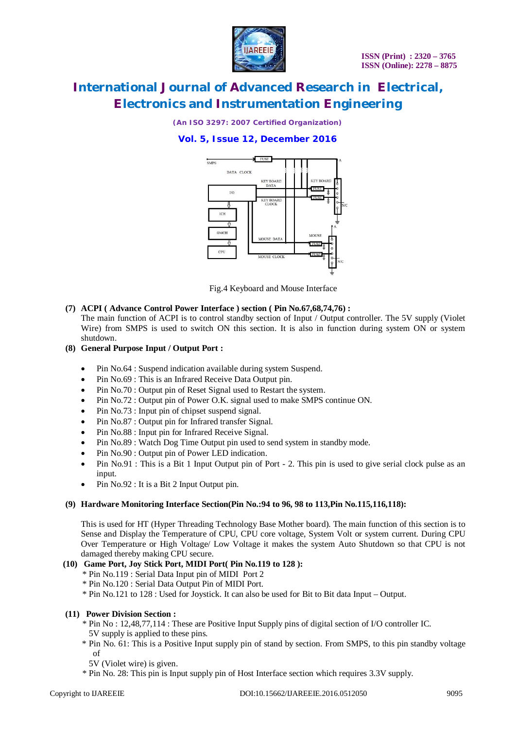Fig.4 Keyboard and Mouse Interface

**(7) ACPI ( Advance Control Power Interface ) section ( Pin No.67,68,74,76) :**

The main function of ACPI is to control standby section of Input / Output controller. The 5V supply (Violet Wire) from SMPS is used to switch ON this section. It is also in function during system ON or system shutdown.

**(8) General Purpose Input / Output Port :**

- Pin No.64 : Suspend indication available during system Suspend.
- Pin No.69 : This is an Infrared Receive Data Output pin.
- Pin No.70 : Output pin of Reset Signal used to Restart the system.
- Pin No.72 : Output pin of Power O.K. signal used to make SMPS continue ON.
- Pin No.73 : Input pin of chipset suspend signal.
- Pin No.87 : Output pin for Infrared transfer Signal.
- Pin No.88 : Input pin for Infrared Receive Signal.
- Pin No.89 : Watch Dog Time Output pin used to send system in standby mode.
- Pin No.90 : Output pin of Power LED indication.
- Pin No.91 : This is a Bit 1 Input Output pin of Port - 2. This pin is used to give serial clock pulse as an input.
- Pin No.92 : It is a Bit 2 Input Output pin.

**(9) Hardware Monitoring Interface Section(Pin No.:94 to 96, 98 to 113,Pin No.115,116,118):**

This is used for HT (Hyper Threading Technology Base Mother board). The main function of this section is to Sense and Display the Temperature of CPU, CPU core voltage, System Volt or system current. During CPU Over Temperature or High Voltage/ Low Voltage it makes the system Auto Shutdown so that CPU is not damaged thereby making CPU secure.

**(10) Game Port, Joy Stick Port, MIDI Port( Pin No.119 to 128 ):**

* Pin No.119 : Serial Data Input pin of MIDI Port 2
* Pin No.120 : Serial Data Output Pin of MIDI Port.
* Pin No.121 to 128 : Used for Joystick. It can also be used for Bit to Bit data Input – Output.

**(11) Power Division Section :**

* Pin No : 12,48,77,114 : These are Positive Input Supply pins of digital section of I/O controller IC. 5V supply is applied to these pins.
* Pin No. 61: This is a Positive Input supply pin of stand by section. From SMPS, to this pin standby voltage of 5V (Violet wire) is given.
* Pin No. 28: This pin is Input supply pin of Host Interface section which requires 3.3V supply.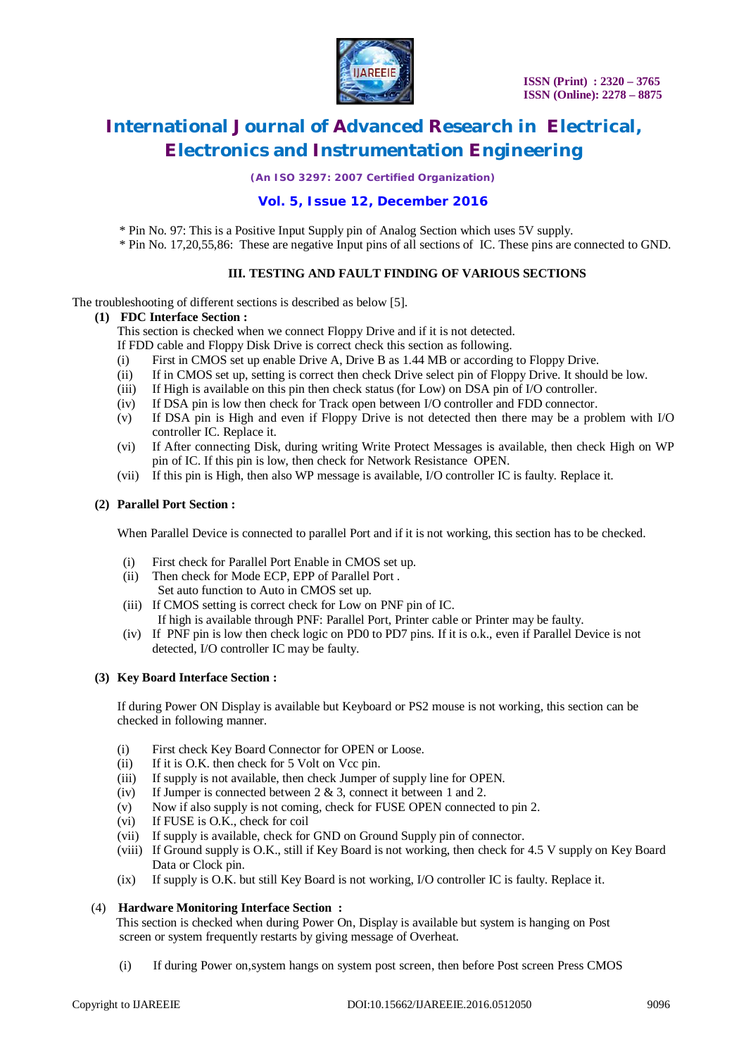* Pin No. 97: This is a Positive Input Supply pin of Analog Section which uses 5V supply.
* Pin No. 17,20,55,86: These are negative Input pins of all sections of IC. These pins are connected to GND.

## III. TESTING AND FAULT FINDING OF VARIOUS SECTIONS

The troubleshooting of different sections is described as below [5].

**(1) FDC Interface Section :**

This section is checked when we connect Floppy Drive and if it is not detected.

If FDD cable and Floppy Disk Drive is correct check this section as following.

(i) First in CMOS set up enable Drive A, Drive B as 1.44 MB or according to Floppy Drive.

(ii) If in CMOS set up, setting is correct then check Drive select pin of Floppy Drive. It should be low.

(iii) If High is available on this pin then check status (for Low) on DSA pin of I/O controller.

(iv) If DSA pin is low then check for Track open between I/O controller and FDD connector.

(v) If DSA pin is High and even if Floppy Drive is not detected then there may be a problem with I/O controller IC. Replace it.

(vi) If After connecting Disk, during writing Write Protect Messages is available, then check High on WP pin of IC. If this pin is low, then check for Network Resistance OPEN.

(vii) If this pin is High, then also WP message is available, I/O controller IC is faulty. Replace it.

**(2) Parallel Port Section :**

When Parallel Device is connected to parallel Port and if it is not working, this section has to be checked.

(i) First check for Parallel Port Enable in CMOS set up.

(ii) Then check for Mode ECP, EPP of Parallel Port .
Set auto function to Auto in CMOS set up.

(iii) If CMOS setting is correct check for Low on PNF pin of IC.
If high is available through PNF: Parallel Port, Printer cable or Printer may be faulty.

(iv) If PNF pin is low then check logic on PD0 to PD7 pins. If it is o.k., even if Parallel Device is not detected, I/O controller IC may be faulty.

**(3) Key Board Interface Section :**

If during Power ON Display is available but Keyboard or PS2 mouse is not working, this section can be checked in following manner.

(i) First check Key Board Connector for OPEN or Loose.

(ii) If it is O.K. then check for 5 Volt on Vcc pin.

(iii) If supply is not available, then check Jumper of supply line for OPEN.

(iv) If Jumper is connected between 2 & 3, connect it between 1 and 2.

(v) Now if also supply is not coming, check for FUSE OPEN connected to pin 2.

(vi) If FUSE is O.K., check for coil

(vii) If supply is available, check for GND on Ground Supply pin of connector.

(viii) If Ground supply is O.K., still if Key Board is not working, then check for 4.5 V supply on Key Board Data or Clock pin.

(ix) If supply is O.K. but still Key Board is not working, I/O controller IC is faulty. Replace it.

(4) **Hardware Monitoring Interface Section :**

This section is checked when during Power On, Display is available but system is hanging on Post screen or system frequently restarts by giving message of Overheat.

(i) If during Power on,system hangs on system post screen, then before Post screen Press CMOS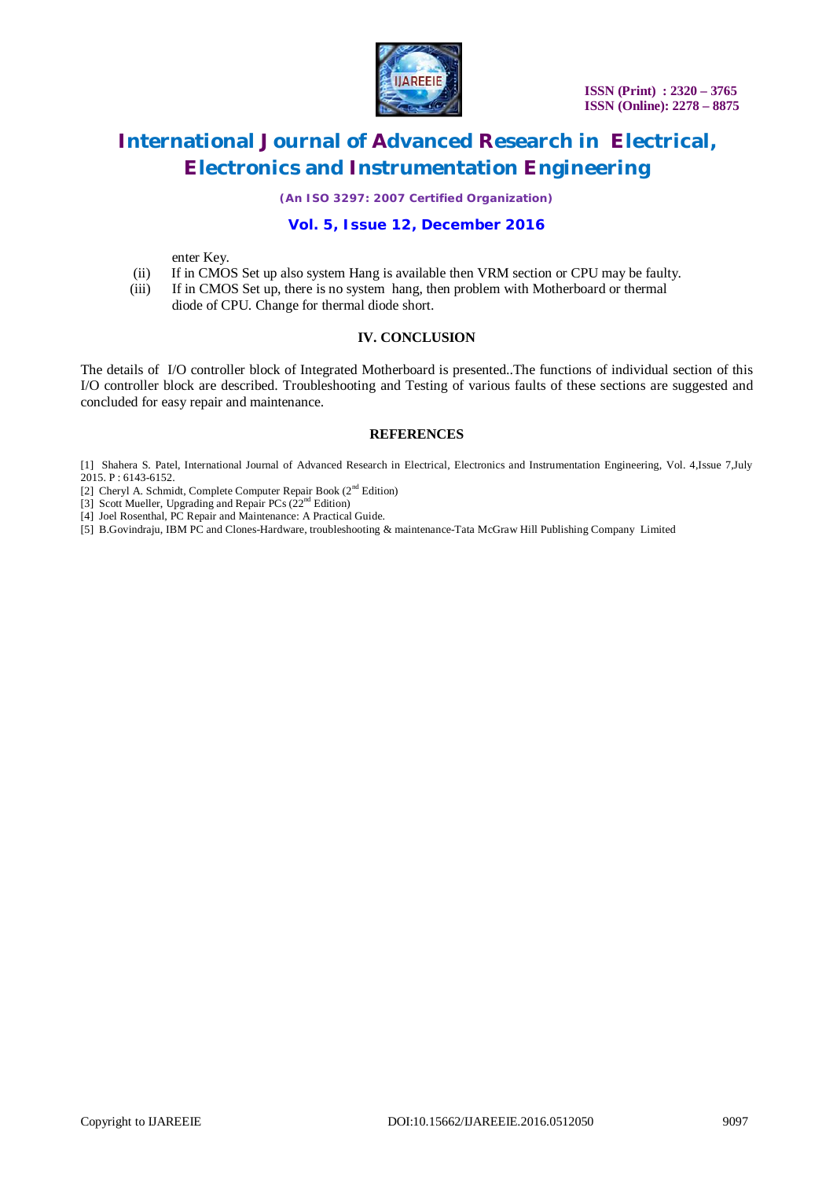enter Key.

(ii) If in CMOS Set up also system Hang is available then VRM section or CPU may be faulty.

(iii) If in CMOS Set up, there is no system hang, then problem with Motherboard or thermal diode of CPU. Change for thermal diode short.

## IV. CONCLUSION

The details of I/O controller block of Integrated Motherboard is presented..The functions of individual section of this I/O controller block are described. Troubleshooting and Testing of various faults of these sections are suggested and concluded for easy repair and maintenance.

## REFERENCES

[1] Shahera S. Patel, International Journal of Advanced Research in Electrical, Electronics and Instrumentation Engineering, Vol. 4,Issue 7,July 2015. P : 6143-6152.

[2] Cheryl A. Schmidt, Complete Computer Repair Book (2nd Edition)

[3] Scott Mueller, Upgrading and Repair PCs (22nd Edition)

[4] Joel Rosenthal, PC Repair and Maintenance: A Practical Guide.

[5] B.Govindraju, IBM PC and Clones-Hardware, troubleshooting & maintenance-Tata McGraw Hill Publishing Company Limited